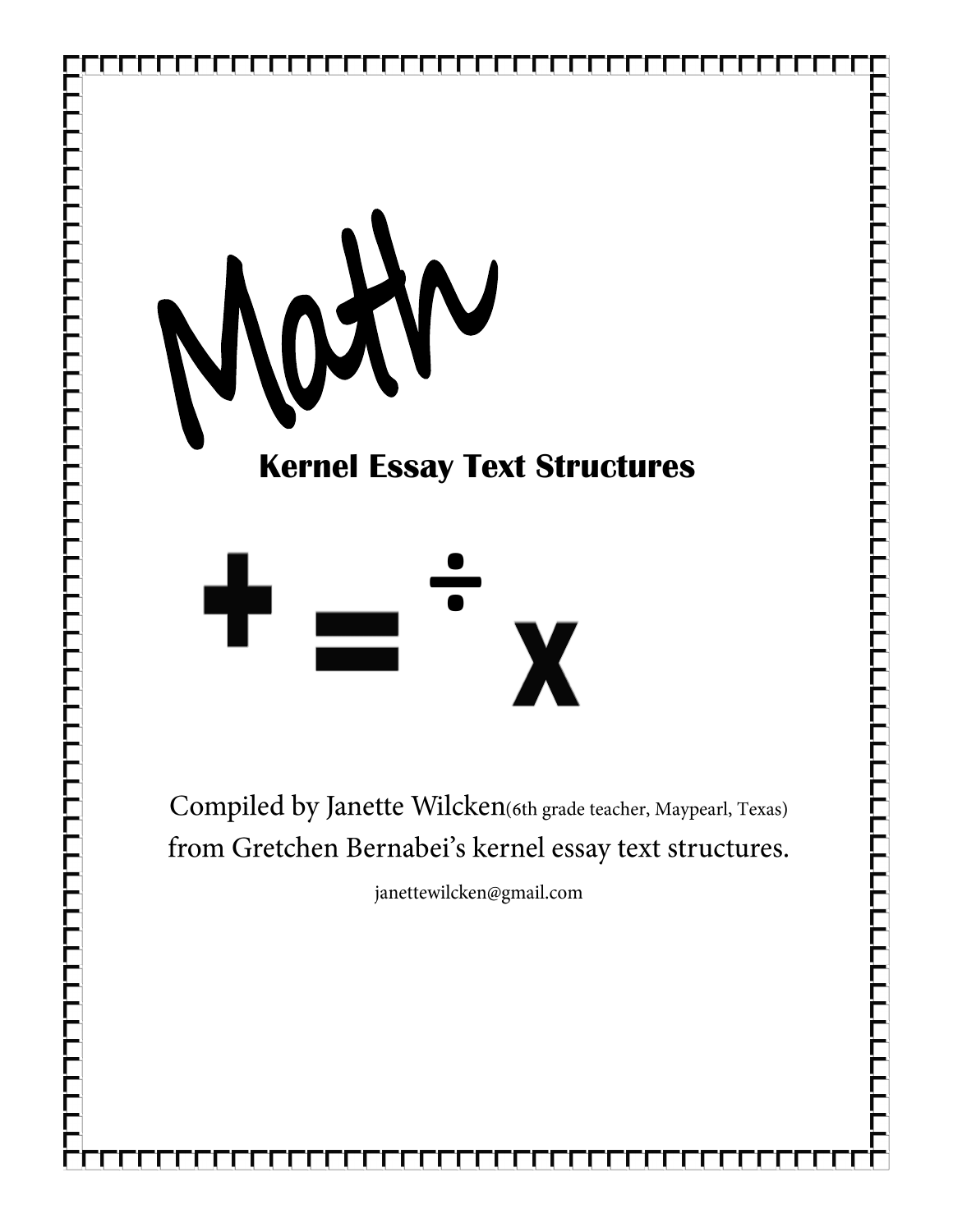# Math

## Kernel Essay Text Structures

$+ = \div \times$

Compiled by Janette Wilcken(6th grade teacher, Maypearl, Texas) from Gretchen Bernabei's kernel essay text structures.

janettewilcken@gmail.com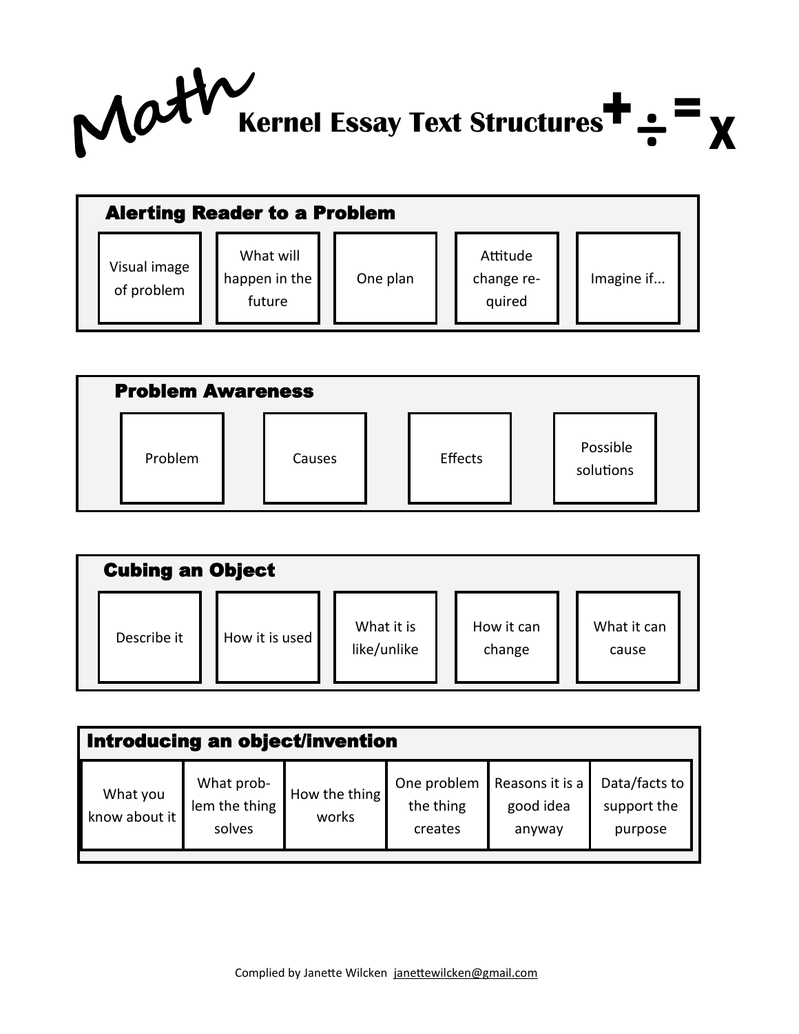# Math Kernel Essay Text Structures + ÷ = x

## Alerting Reader to a Problem

| Visual image of problem | What will happen in the future | One plan | Attitude change re-quired | Imagine if... |
| --- | --- | --- | --- | --- |

## Problem Awareness

| Problem | Causes | Effects | Possible solutions |
| --- | --- | --- | --- |

## Cubing an Object

| Describe it | How it is used | What it is like/unlike | How it can change | What it can cause |
| --- | --- | --- | --- | --- |

## Introducing an object/invention

| What you know about it | What prob-lem the thing solves | How the thing works | One problem the thing creates | Reasons it is a good idea anyway | Data/facts to support the purpose |
| --- | --- | --- | --- | --- | --- |

Complied by Janette Wilcken janettewilcken@gmail.com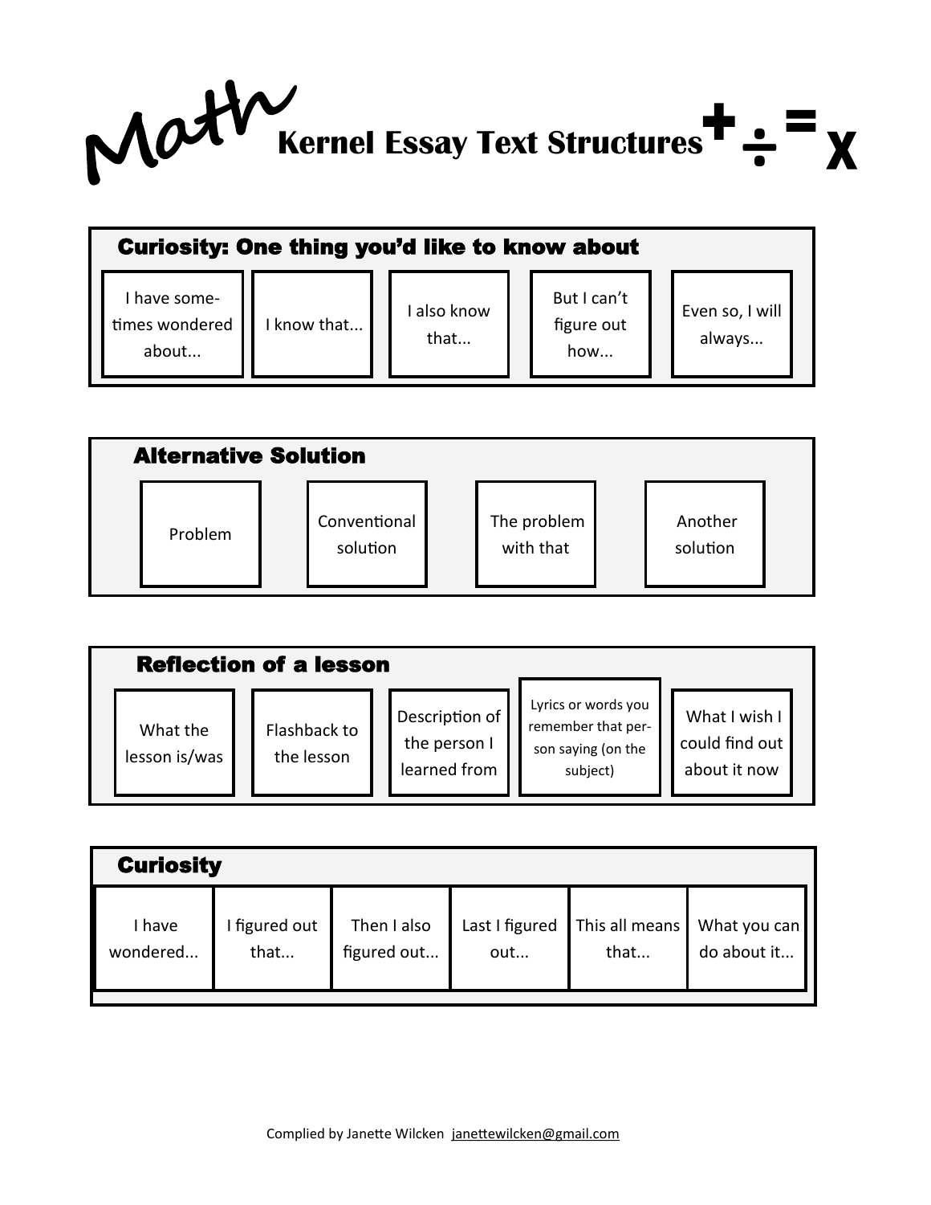# Math Kernel Essay Text Structures + ÷ = x

## Curiosity: One thing you'd like to know about

| I have sometimes wondered about... | I know that... | I also know that... | But I can't figure out how... | Even so, I will always... |
| --- | --- | --- | --- | --- |

## Alternative Solution

| Problem | Conventional solution | The problem with that | Another solution |
| --- | --- | --- | --- |

## Reflection of a lesson

| What the lesson is/was | Flashback to the lesson | Description of the person I learned from | Lyrics or words you remember that person saying (on the subject) | What I wish I could find out about it now |
| --- | --- | --- | --- | --- |

## Curiosity

| I have wondered... | I figured out that... | Then I also figured out... | Last I figured out... | This all means that... | What you can do about it... |
| --- | --- | --- | --- | --- | --- |

Complied by Janette Wilcken janettewilcken@gmail.com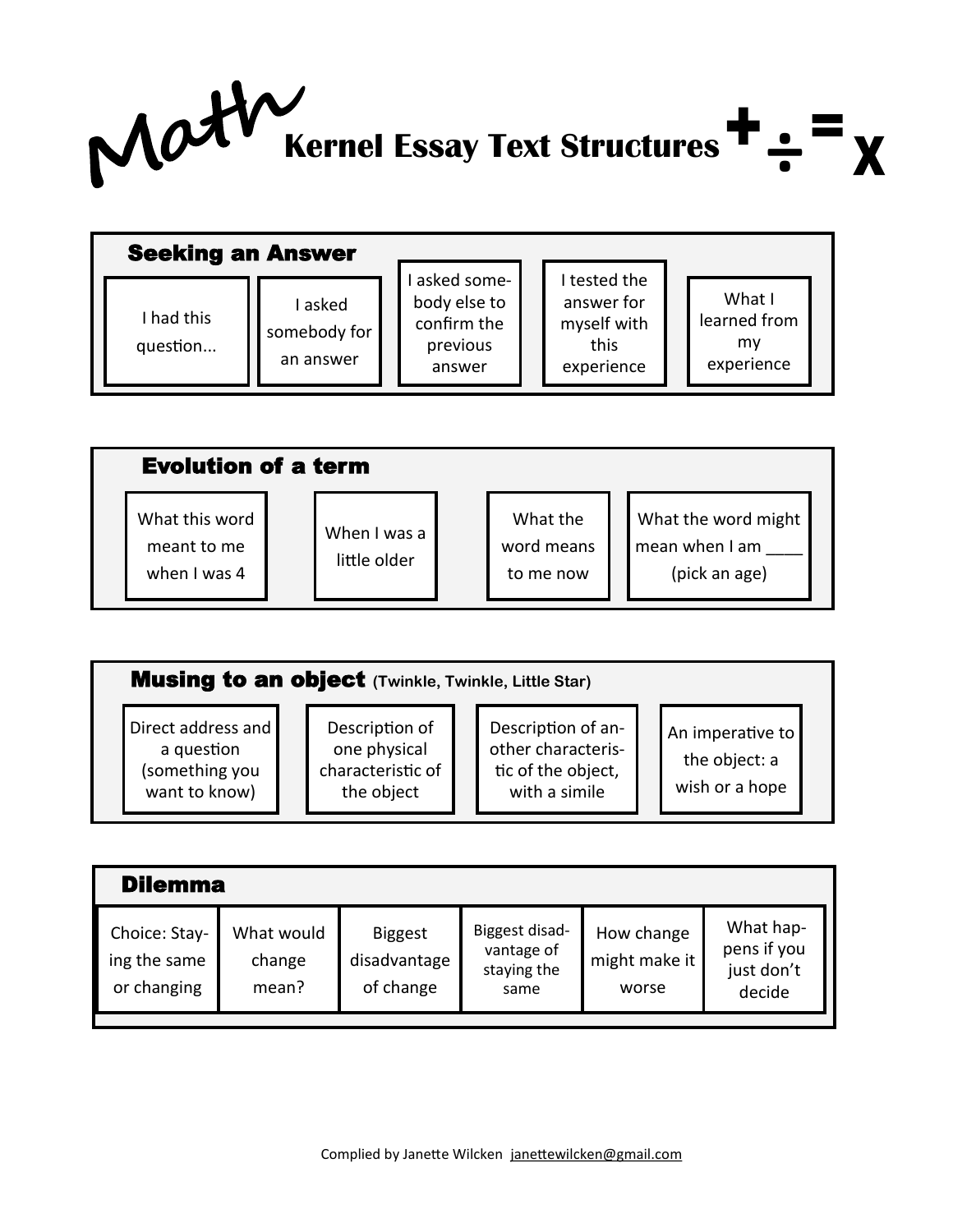# Math Kernel Essay Text Structures + ÷ = x

## Seeking an Answer

| I had this question... | I asked somebody for an answer | I asked somebody else to confirm the previous answer | I tested the answer for myself with this experience | What I learned from my experience |
|---|---|---|---|---|

## Evolution of a term

| What this word meant to me when I was 4 | When I was a little older | What the word means to me now | What the word might mean when I am ____ (pick an age) |
|---|---|---|---|

## Musing to an object (Twinkle, Twinkle, Little Star)

| Direct address and a question (something you want to know) | Description of one physical characteristic of the object | Description of another characteristic of the object, with a simile | An imperative to the object: a wish or a hope |
|---|---|---|---|

## Dilemma

| Choice: Staying the same or changing | What would change mean? | Biggest disadvantage of change | Biggest disadvantage of staying the same | How change might make it worse | What happens if you just don't decide |
|---|---|---|---|---|---|

Complied by Janette Wilcken janettewilcken@gmail.com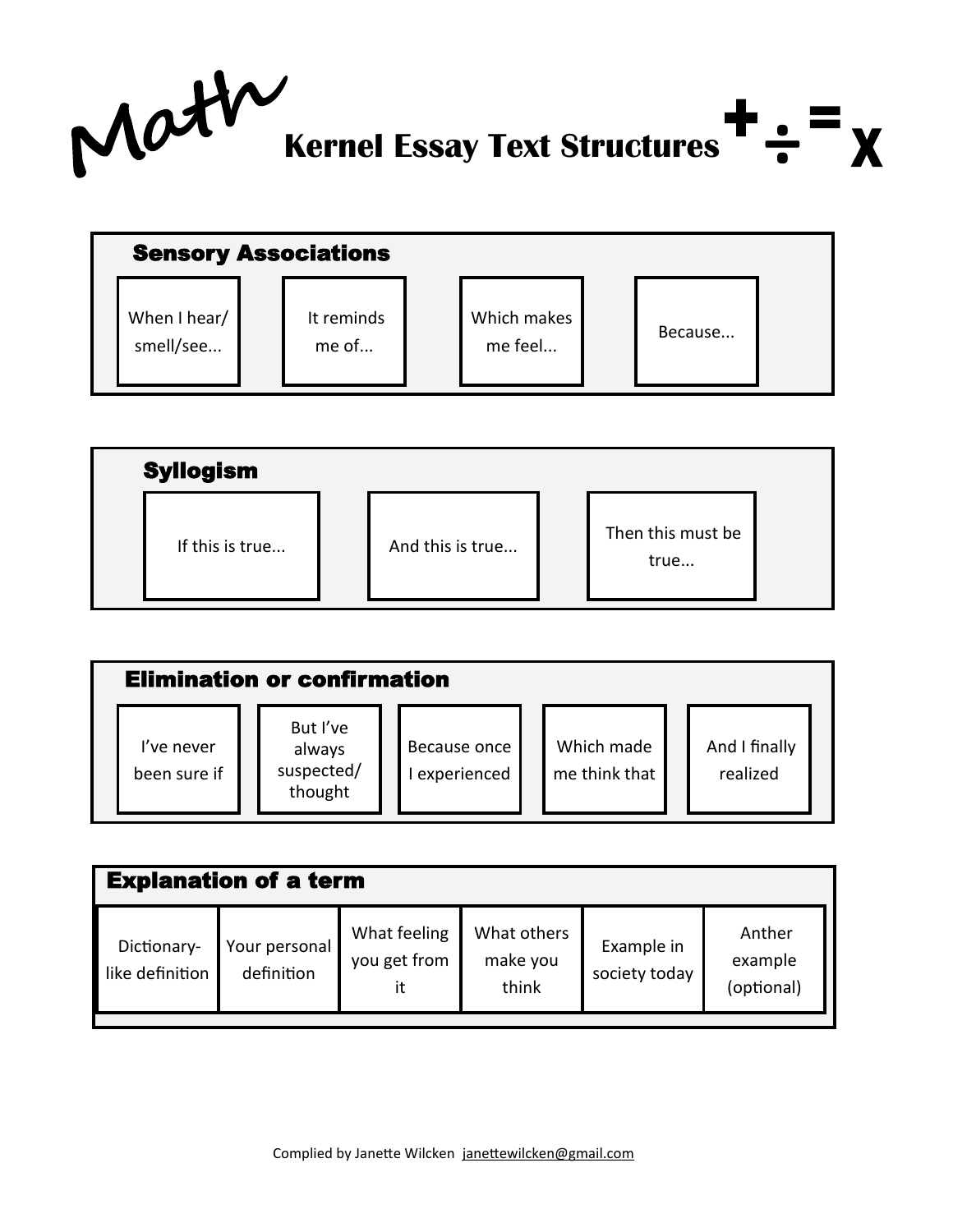# Math Kernel Essay Text Structures + ÷ = x

## Sensory Associations

| | | | |
|---|---|---|---|
| When I hear/ smell/see... | It reminds me of... | Which makes me feel... | Because... |

## Syllogism

| | | |
|---|---|---|
| If this is true... | And this is true... | Then this must be true... |

## Elimination or confirmation

| | | | | |
|---|---|---|---|---|
| I've never been sure if | But I've always suspected/ thought | Because once I experienced | Which made me think that | And I finally realized |

## Explanation of a term

| | | | | | |
|---|---|---|---|---|---|
| Dictionary-like definition | Your personal definition | What feeling you get from it | What others make you think | Example in society today | Anther example (optional) |

Complied by Janette Wilcken janettewilcken@gmail.com